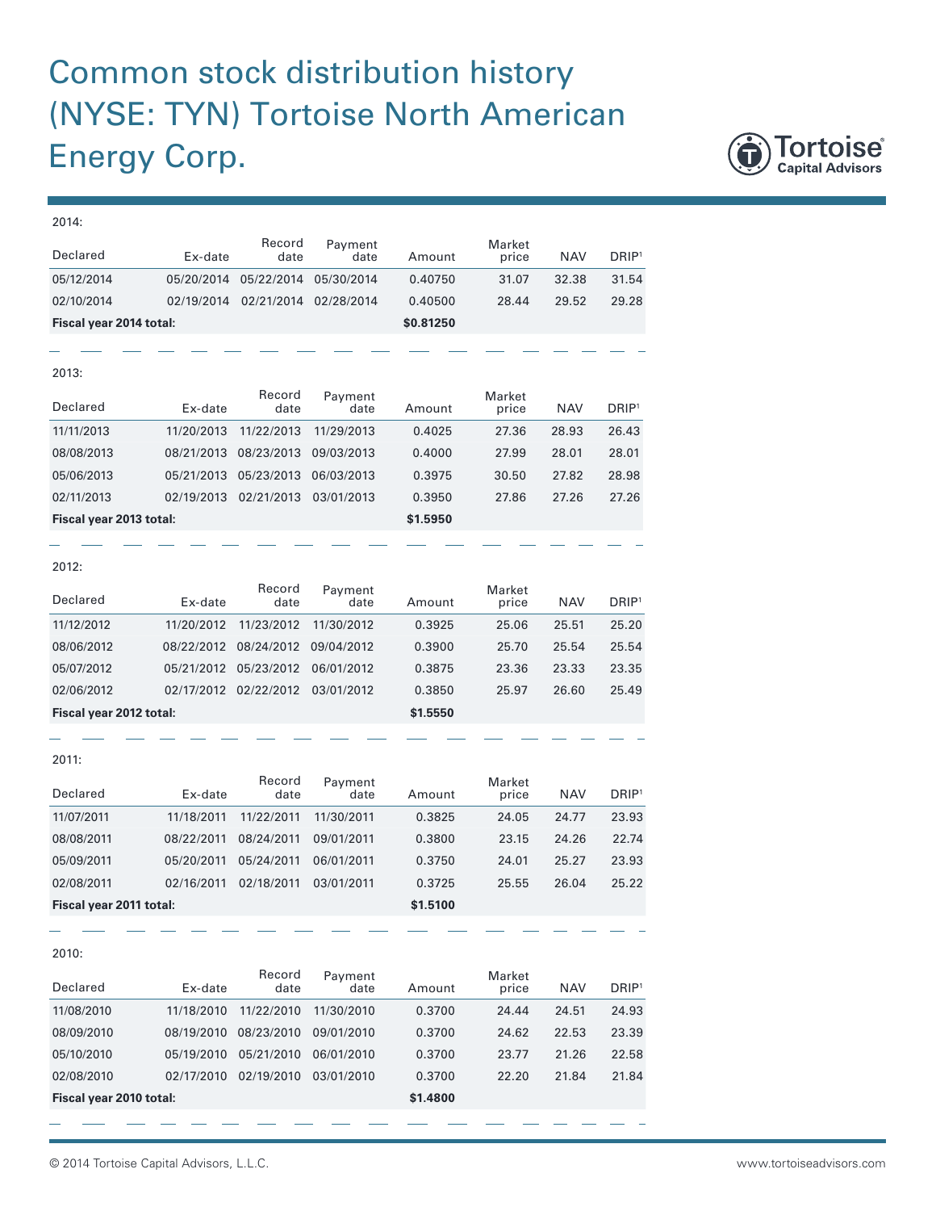# Common stock distribution history (NYSE: TYN) Tortoise North American Energy Corp.

2014:

| Declared | Ex-date | Record date | Payment date | Amount | Market price | NAV | DRIP[1] |
|---|---|---|---|---|---|---|---|
| 05/12/2014 | 05/20/2014 | 05/22/2014 | 05/30/2014 | 0.40750 | 31.07 | 32.38 | 31.54 |
| 02/10/2014 | 02/19/2014 | 02/21/2014 | 02/28/2014 | 0.40500 | 28.44 | 29.52 | 29.28 |
| **Fiscal year 2014 total:** | | | | **$0.81250** | | | |

2013:

| Declared | Ex-date | Record date | Payment date | Amount | Market price | NAV | DRIP[1] |
|---|---|---|---|---|---|---|---|
| 11/11/2013 | 11/20/2013 | 11/22/2013 | 11/29/2013 | 0.4025 | 27.36 | 28.93 | 26.43 |
| 08/08/2013 | 08/21/2013 | 08/23/2013 | 09/03/2013 | 0.4000 | 27.99 | 28.01 | 28.01 |
| 05/06/2013 | 05/21/2013 | 05/23/2013 | 06/03/2013 | 0.3975 | 30.50 | 27.82 | 28.98 |
| 02/11/2013 | 02/19/2013 | 02/21/2013 | 03/01/2013 | 0.3950 | 27.86 | 27.26 | 27.26 |
| **Fiscal year 2013 total:** | | | | **$1.5950** | | | |

2012:

| Declared | Ex-date | Record date | Payment date | Amount | Market price | NAV | DRIP[1] |
|---|---|---|---|---|---|---|---|
| 11/12/2012 | 11/20/2012 | 11/23/2012 | 11/30/2012 | 0.3925 | 25.06 | 25.51 | 25.20 |
| 08/06/2012 | 08/22/2012 | 08/24/2012 | 09/04/2012 | 0.3900 | 25.70 | 25.54 | 25.54 |
| 05/07/2012 | 05/21/2012 | 05/23/2012 | 06/01/2012 | 0.3875 | 23.36 | 23.33 | 23.35 |
| 02/06/2012 | 02/17/2012 | 02/22/2012 | 03/01/2012 | 0.3850 | 25.97 | 26.60 | 25.49 |
| **Fiscal year 2012 total:** | | | | **$1.5550** | | | |

2011:

| Declared | Ex-date | Record date | Payment date | Amount | Market price | NAV | DRIP[1] |
|---|---|---|---|---|---|---|---|
| 11/07/2011 | 11/18/2011 | 11/22/2011 | 11/30/2011 | 0.3825 | 24.05 | 24.77 | 23.93 |
| 08/08/2011 | 08/22/2011 | 08/24/2011 | 09/01/2011 | 0.3800 | 23.15 | 24.26 | 22.74 |
| 05/09/2011 | 05/20/2011 | 05/24/2011 | 06/01/2011 | 0.3750 | 24.01 | 25.27 | 23.93 |
| 02/08/2011 | 02/16/2011 | 02/18/2011 | 03/01/2011 | 0.3725 | 25.55 | 26.04 | 25.22 |
| **Fiscal year 2011 total:** | | | | **$1.5100** | | | |

2010:

| Declared | Ex-date | Record date | Payment date | Amount | Market price | NAV | DRIP[1] |
|---|---|---|---|---|---|---|---|
| 11/08/2010 | 11/18/2010 | 11/22/2010 | 11/30/2010 | 0.3700 | 24.44 | 24.51 | 24.93 |
| 08/09/2010 | 08/19/2010 | 08/23/2010 | 09/01/2010 | 0.3700 | 24.62 | 22.53 | 23.39 |
| 05/10/2010 | 05/19/2010 | 05/21/2010 | 06/01/2010 | 0.3700 | 23.77 | 21.26 | 22.58 |
| 02/08/2010 | 02/17/2010 | 02/19/2010 | 03/01/2010 | 0.3700 | 22.20 | 21.84 | 21.84 |
| **Fiscal year 2010 total:** | | | | **$1.4800** | | | |

© 2014 Tortoise Capital Advisors, L.L.C. www.tortoiseadvisors.com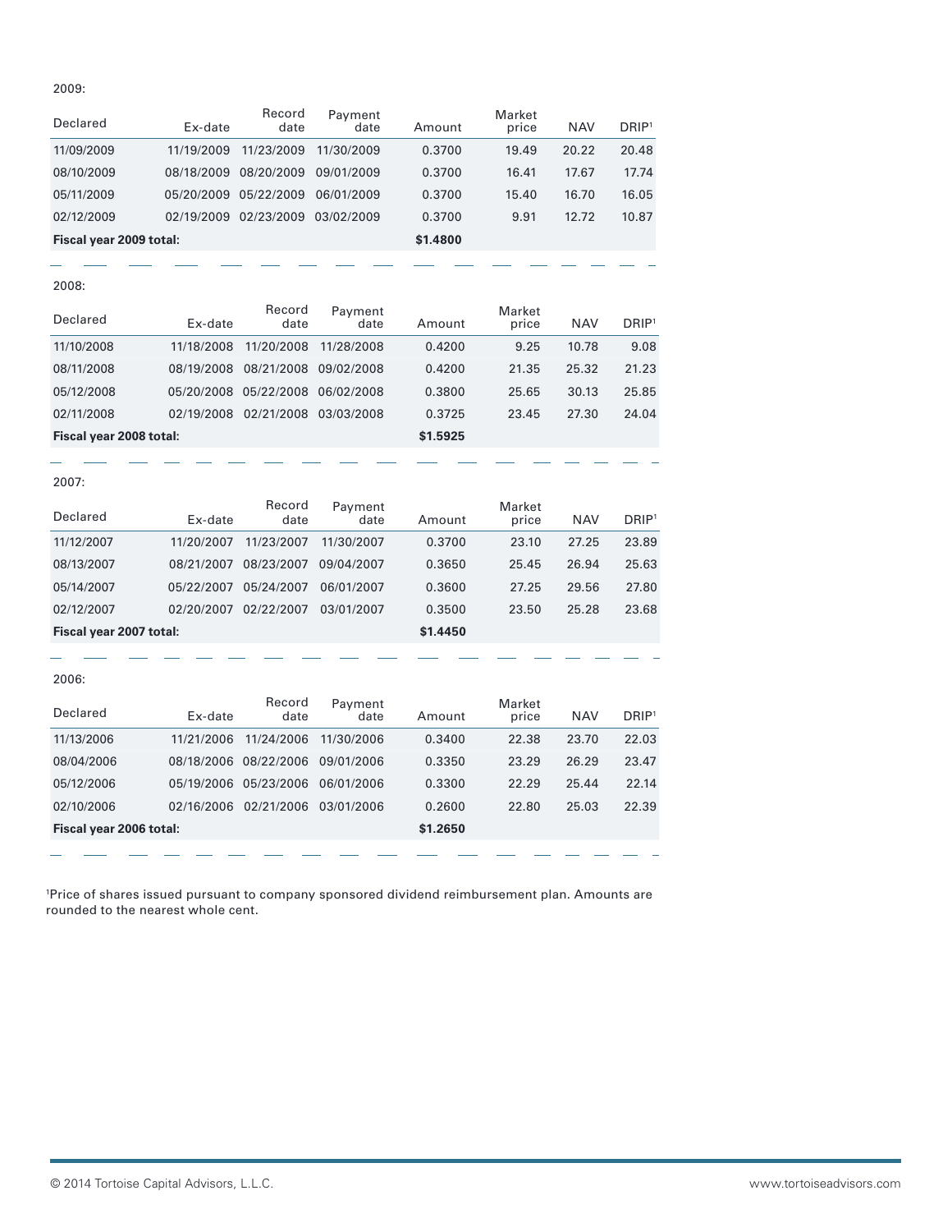2009:

| Declared | Ex-date | Record date | Payment date | Amount | Market price | NAV | DRIP[1] |
|---|---|---|---|---|---|---|---|
| 11/09/2009 | 11/19/2009 | 11/23/2009 | 11/30/2009 | 0.3700 | 19.49 | 20.22 | 20.48 |
| 08/10/2009 | 08/18/2009 | 08/20/2009 | 09/01/2009 | 0.3700 | 16.41 | 17.67 | 17.74 |
| 05/11/2009 | 05/20/2009 | 05/22/2009 | 06/01/2009 | 0.3700 | 15.40 | 16.70 | 16.05 |
| 02/12/2009 | 02/19/2009 | 02/23/2009 | 03/02/2009 | 0.3700 | 9.91 | 12.72 | 10.87 |
| **Fiscal year 2009 total:** | | | | **$1.4800** | | | |

2008:

| Declared | Ex-date | Record date | Payment date | Amount | Market price | NAV | DRIP[1] |
|---|---|---|---|---|---|---|---|
| 11/10/2008 | 11/18/2008 | 11/20/2008 | 11/28/2008 | 0.4200 | 9.25 | 10.78 | 9.08 |
| 08/11/2008 | 08/19/2008 | 08/21/2008 | 09/02/2008 | 0.4200 | 21.35 | 25.32 | 21.23 |
| 05/12/2008 | 05/20/2008 | 05/22/2008 | 06/02/2008 | 0.3800 | 25.65 | 30.13 | 25.85 |
| 02/11/2008 | 02/19/2008 | 02/21/2008 | 03/03/2008 | 0.3725 | 23.45 | 27.30 | 24.04 |
| **Fiscal year 2008 total:** | | | | **$1.5925** | | | |

2007:

| Declared | Ex-date | Record date | Payment date | Amount | Market price | NAV | DRIP[1] |
|---|---|---|---|---|---|---|---|
| 11/12/2007 | 11/20/2007 | 11/23/2007 | 11/30/2007 | 0.3700 | 23.10 | 27.25 | 23.89 |
| 08/13/2007 | 08/21/2007 | 08/23/2007 | 09/04/2007 | 0.3650 | 25.45 | 26.94 | 25.63 |
| 05/14/2007 | 05/22/2007 | 05/24/2007 | 06/01/2007 | 0.3600 | 27.25 | 29.56 | 27.80 |
| 02/12/2007 | 02/20/2007 | 02/22/2007 | 03/01/2007 | 0.3500 | 23.50 | 25.28 | 23.68 |
| **Fiscal year 2007 total:** | | | | **$1.4450** | | | |

2006:

| Declared | Ex-date | Record date | Payment date | Amount | Market price | NAV | DRIP[1] |
|---|---|---|---|---|---|---|---|
| 11/13/2006 | 11/21/2006 | 11/24/2006 | 11/30/2006 | 0.3400 | 22.38 | 23.70 | 22.03 |
| 08/04/2006 | 08/18/2006 | 08/22/2006 | 09/01/2006 | 0.3350 | 23.29 | 26.29 | 23.47 |
| 05/12/2006 | 05/19/2006 | 05/23/2006 | 06/01/2006 | 0.3300 | 22.29 | 25.44 | 22.14 |
| 02/10/2006 | 02/16/2006 | 02/21/2006 | 03/01/2006 | 0.2600 | 22.80 | 25.03 | 22.39 |
| **Fiscal year 2006 total:** | | | | **$1.2650** | | | |

[1]Price of shares issued pursuant to company sponsored dividend reimbursement plan. Amounts are rounded to the nearest whole cent.

© 2014 Tortoise Capital Advisors, L.L.C. www.tortoiseadvisors.com